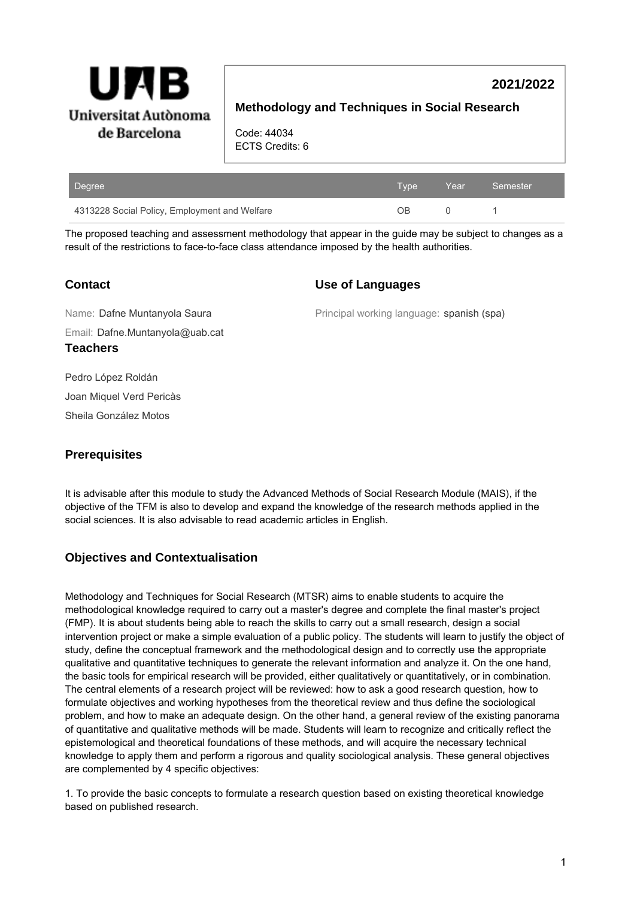**Universitat Autònoma de Barcelona**

# 2021/2022

## Methodology and Techniques in Social Research

Code: 44034
ECTS Credits: 6

| Degree | Type | Year | Semester |
|---|---|---|---|
| 4313228 Social Policy, Employment and Welfare | OB | 0 | 1 |

The proposed teaching and assessment methodology that appear in the guide may be subject to changes as a result of the restrictions to face-to-face class attendance imposed by the health authorities.

### Contact

Name: Dafne Muntanyola Saura

Email: Dafne.Muntanyola@uab.cat

### Use of Languages

Principal working language: spanish (spa)

### Teachers

Pedro López Roldán

Joan Miquel Verd Pericàs

Sheila González Motos

### Prerequisites

It is advisable after this module to study the Advanced Methods of Social Research Module (MAIS), if the objective of the TFM is also to develop and expand the knowledge of the research methods applied in the social sciences. It is also advisable to read academic articles in English.

### Objectives and Contextualisation

Methodology and Techniques for Social Research (MTSR) aims to enable students to acquire the methodological knowledge required to carry out a master's degree and complete the final master's project (FMP). It is about students being able to reach the skills to carry out a small research, design a social intervention project or make a simple evaluation of a public policy. The students will learn to justify the object of study, define the conceptual framework and the methodological design and to correctly use the appropriate qualitative and quantitative techniques to generate the relevant information and analyze it. On the one hand, the basic tools for empirical research will be provided, either qualitatively or quantitatively, or in combination. The central elements of a research project will be reviewed: how to ask a good research question, how to formulate objectives and working hypotheses from the theoretical review and thus define the sociological problem, and how to make an adequate design. On the other hand, a general review of the existing panorama of quantitative and qualitative methods will be made. Students will learn to recognize and critically reflect the epistemological and theoretical foundations of these methods, and will acquire the necessary technical knowledge to apply them and perform a rigorous and quality sociological analysis. These general objectives are complemented by 4 specific objectives:

1. To provide the basic concepts to formulate a research question based on existing theoretical knowledge based on published research.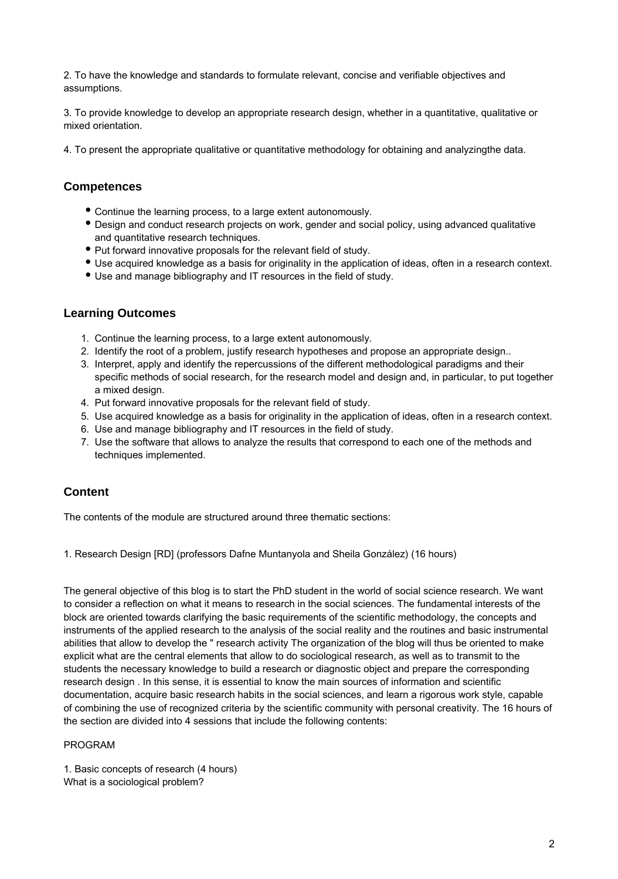2. To have the knowledge and standards to formulate relevant, concise and verifiable objectives and assumptions.

3. To provide knowledge to develop an appropriate research design, whether in a quantitative, qualitative or mixed orientation.

4. To present the appropriate qualitative or quantitative methodology for obtaining and analyzingthe data.

## Competences

- Continue the learning process, to a large extent autonomously.
- Design and conduct research projects on work, gender and social policy, using advanced qualitative and quantitative research techniques.
- Put forward innovative proposals for the relevant field of study.
- Use acquired knowledge as a basis for originality in the application of ideas, often in a research context.
- Use and manage bibliography and IT resources in the field of study.

## Learning Outcomes

1. Continue the learning process, to a large extent autonomously.
2. Identify the root of a problem, justify research hypotheses and propose an appropriate design..
3. Interpret, apply and identify the repercussions of the different methodological paradigms and their specific methods of social research, for the research model and design and, in particular, to put together a mixed design.
4. Put forward innovative proposals for the relevant field of study.
5. Use acquired knowledge as a basis for originality in the application of ideas, often in a research context.
6. Use and manage bibliography and IT resources in the field of study.
7. Use the software that allows to analyze the results that correspond to each one of the methods and techniques implemented.

## Content

The contents of the module are structured around three thematic sections:

1. Research Design [RD] (professors Dafne Muntanyola and Sheila González) (16 hours)

The general objective of this blog is to start the PhD student in the world of social science research. We want to consider a reflection on what it means to research in the social sciences. The fundamental interests of the block are oriented towards clarifying the basic requirements of the scientific methodology, the concepts and instruments of the applied research to the analysis of the social reality and the routines and basic instrumental abilities that allow to develop the " research activity The organization of the blog will thus be oriented to make explicit what are the central elements that allow to do sociological research, as well as to transmit to the students the necessary knowledge to build a research or diagnostic object and prepare the corresponding research design . In this sense, it is essential to know the main sources of information and scientific documentation, acquire basic research habits in the social sciences, and learn a rigorous work style, capable of combining the use of recognized criteria by the scientific community with personal creativity. The 16 hours of the section are divided into 4 sessions that include the following contents:

PROGRAM

1. Basic concepts of research (4 hours)
What is a sociological problem?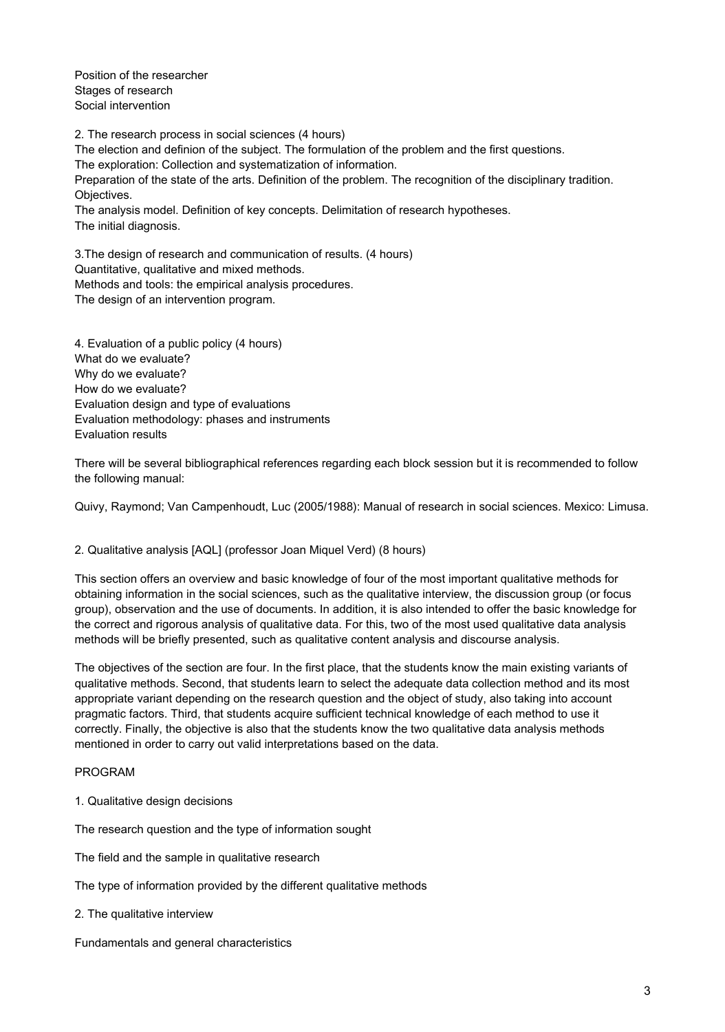Position of the researcher
Stages of research
Social intervention

2. The research process in social sciences (4 hours)
The election and definion of the subject. The formulation of the problem and the first questions.
The exploration: Collection and systematization of information.
Preparation of the state of the arts. Definition of the problem. The recognition of the disciplinary tradition. Objectives.
The analysis model. Definition of key concepts. Delimitation of research hypotheses.
The initial diagnosis.

3.The design of research and communication of results. (4 hours)
Quantitative, qualitative and mixed methods.
Methods and tools: the empirical analysis procedures.
The design of an intervention program.

4. Evaluation of a public policy (4 hours)
What do we evaluate?
Why do we evaluate?
How do we evaluate?
Evaluation design and type of evaluations
Evaluation methodology: phases and instruments
Evaluation results

There will be several bibliographical references regarding each block session but it is recommended to follow the following manual:

Quivy, Raymond; Van Campenhoudt, Luc (2005/1988): Manual of research in social sciences. Mexico: Limusa.

2. Qualitative analysis [AQL] (professor Joan Miquel Verd) (8 hours)

This section offers an overview and basic knowledge of four of the most important qualitative methods for obtaining information in the social sciences, such as the qualitative interview, the discussion group (or focus group), observation and the use of documents. In addition, it is also intended to offer the basic knowledge for the correct and rigorous analysis of qualitative data. For this, two of the most used qualitative data analysis methods will be briefly presented, such as qualitative content analysis and discourse analysis.

The objectives of the section are four. In the first place, that the students know the main existing variants of qualitative methods. Second, that students learn to select the adequate data collection method and its most appropriate variant depending on the research question and the object of study, also taking into account pragmatic factors. Third, that students acquire sufficient technical knowledge of each method to use it correctly. Finally, the objective is also that the students know the two qualitative data analysis methods mentioned in order to carry out valid interpretations based on the data.

PROGRAM

1. Qualitative design decisions

The research question and the type of information sought

The field and the sample in qualitative research

The type of information provided by the different qualitative methods

2. The qualitative interview

Fundamentals and general characteristics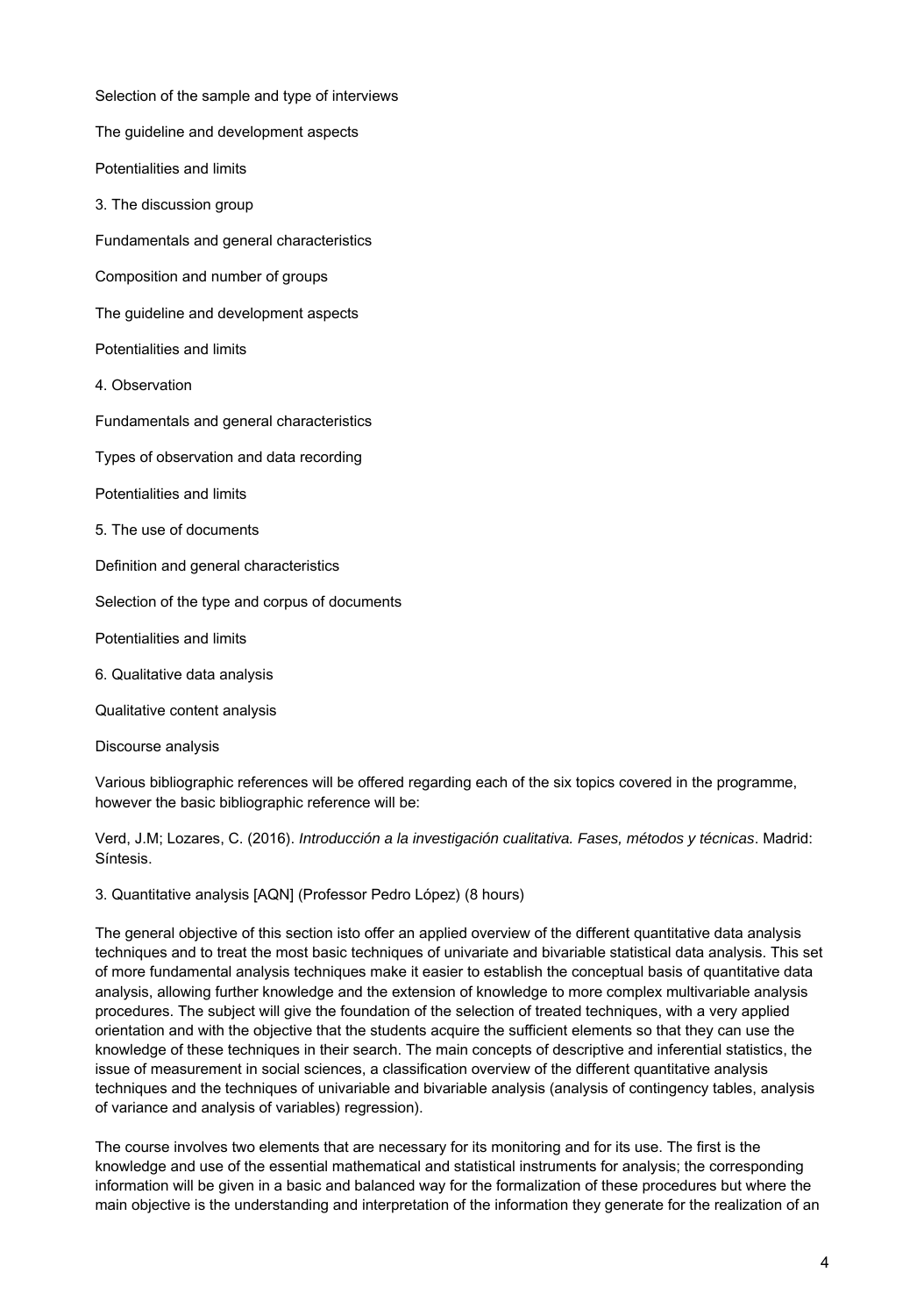Selection of the sample and type of interviews

The guideline and development aspects

Potentialities and limits

3. The discussion group

Fundamentals and general characteristics

Composition and number of groups

The guideline and development aspects

Potentialities and limits

4. Observation

Fundamentals and general characteristics

Types of observation and data recording

Potentialities and limits

5. The use of documents

Definition and general characteristics

Selection of the type and corpus of documents

Potentialities and limits

6. Qualitative data analysis

Qualitative content analysis

Discourse analysis

Various bibliographic references will be offered regarding each of the six topics covered in the programme, however the basic bibliographic reference will be:

Verd, J.M; Lozares, C. (2016). *Introducción a la investigación cualitativa. Fases, métodos y técnicas*. Madrid: Síntesis.

3. Quantitative analysis [AQN] (Professor Pedro López) (8 hours)

The general objective of this section isto offer an applied overview of the different quantitative data analysis techniques and to treat the most basic techniques of univariate and bivariable statistical data analysis. This set of more fundamental analysis techniques make it easier to establish the conceptual basis of quantitative data analysis, allowing further knowledge and the extension of knowledge to more complex multivariable analysis procedures. The subject will give the foundation of the selection of treated techniques, with a very applied orientation and with the objective that the students acquire the sufficient elements so that they can use the knowledge of these techniques in their search. The main concepts of descriptive and inferential statistics, the issue of measurement in social sciences, a classification overview of the different quantitative analysis techniques and the techniques of univariable and bivariable analysis (analysis of contingency tables, analysis of variance and analysis of variables) regression).

The course involves two elements that are necessary for its monitoring and for its use. The first is the knowledge and use of the essential mathematical and statistical instruments for analysis; the corresponding information will be given in a basic and balanced way for the formalization of these procedures but where the main objective is the understanding and interpretation of the information they generate for the realization of an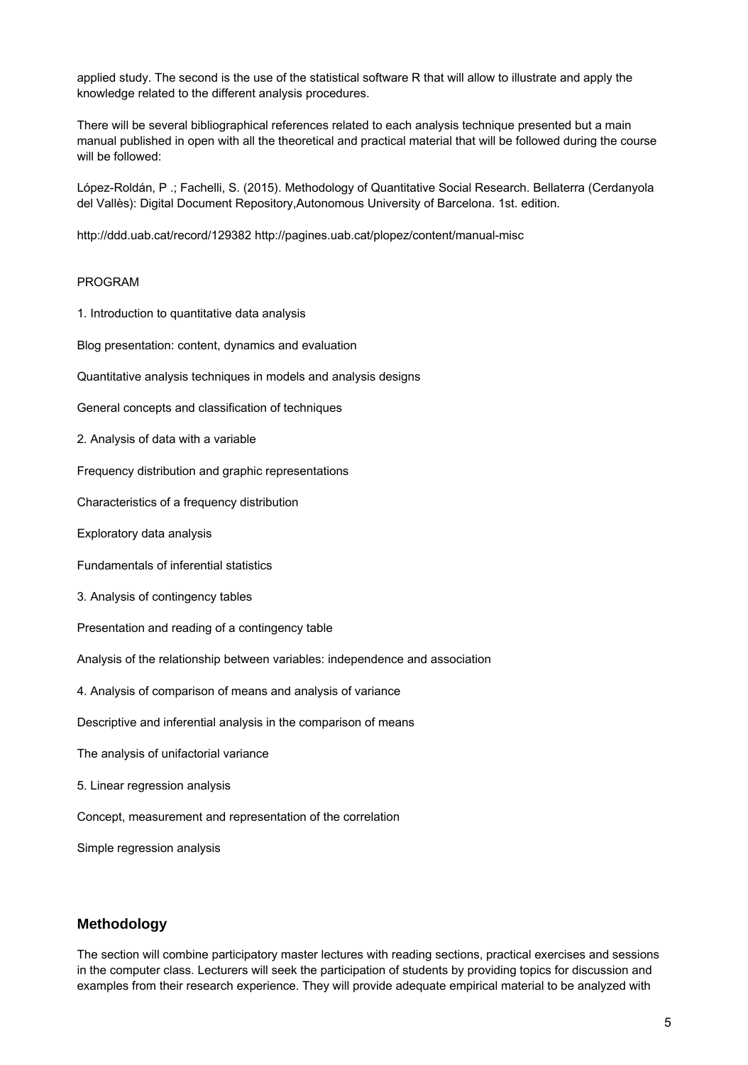applied study. The second is the use of the statistical software R that will allow to illustrate and apply the knowledge related to the different analysis procedures.

There will be several bibliographical references related to each analysis technique presented but a main manual published in open with all the theoretical and practical material that will be followed during the course will be followed:

López-Roldán, P .; Fachelli, S. (2015). Methodology of Quantitative Social Research. Bellaterra (Cerdanyola del Vallès): Digital Document Repository,Autonomous University of Barcelona. 1st. edition.

http://ddd.uab.cat/record/129382 http://pagines.uab.cat/plopez/content/manual-misc

PROGRAM

1. Introduction to quantitative data analysis

Blog presentation: content, dynamics and evaluation

Quantitative analysis techniques in models and analysis designs

General concepts and classification of techniques

2. Analysis of data with a variable

Frequency distribution and graphic representations

Characteristics of a frequency distribution

Exploratory data analysis

Fundamentals of inferential statistics

3. Analysis of contingency tables

Presentation and reading of a contingency table

Analysis of the relationship between variables: independence and association

4. Analysis of comparison of means and analysis of variance

Descriptive and inferential analysis in the comparison of means

The analysis of unifactorial variance

5. Linear regression analysis

Concept, measurement and representation of the correlation

Simple regression analysis

## Methodology

The section will combine participatory master lectures with reading sections, practical exercises and sessions in the computer class. Lecturers will seek the participation of students by providing topics for discussion and examples from their research experience. They will provide adequate empirical material to be analyzed with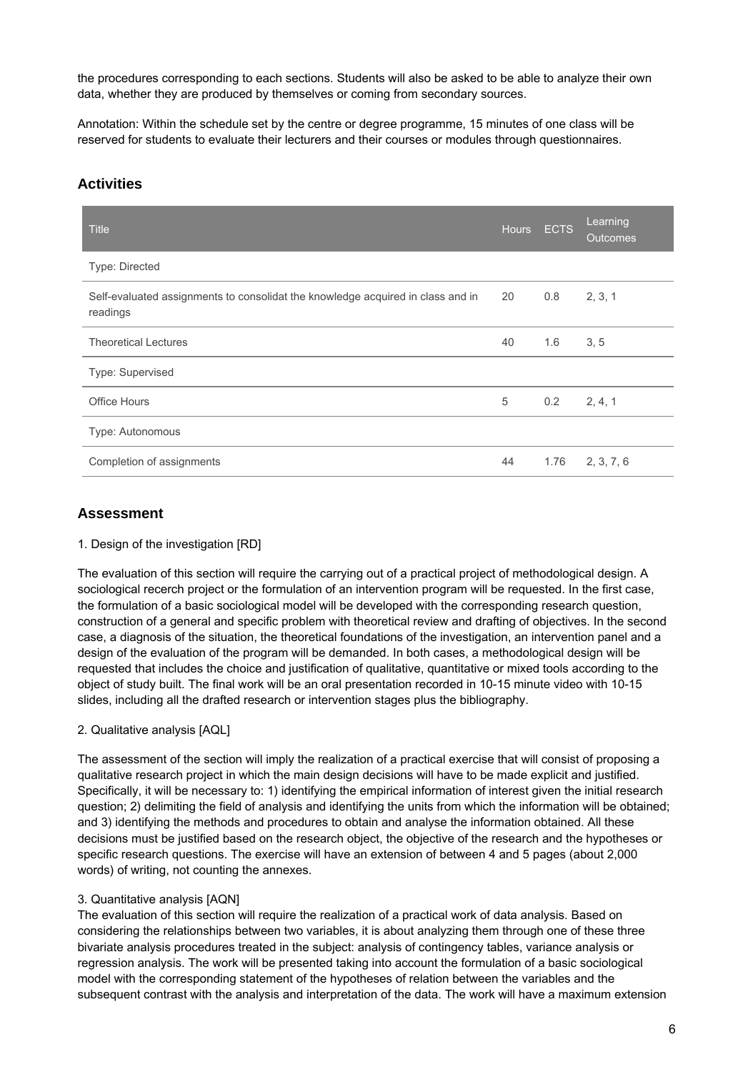the procedures corresponding to each sections. Students will also be asked to be able to analyze their own data, whether they are produced by themselves or coming from secondary sources.

Annotation: Within the schedule set by the centre or degree programme, 15 minutes of one class will be reserved for students to evaluate their lecturers and their courses or modules through questionnaires.

## Activities

| Title | Hours | ECTS | Learning Outcomes |
|---|---|---|---|
| Type: Directed | | | |
| Self-evaluated assignments to consolidat the knowledge acquired in class and in readings | 20 | 0.8 | 2, 3, 1 |
| Theoretical Lectures | 40 | 1.6 | 3, 5 |
| Type: Supervised | | | |
| Office Hours | 5 | 0.2 | 2, 4, 1 |
| Type: Autonomous | | | |
| Completion of assignments | 44 | 1.76 | 2, 3, 7, 6 |

## Assessment

1. Design of the investigation [RD]

The evaluation of this section will require the carrying out of a practical project of methodological design. A sociological recerch project or the formulation of an intervention program will be requested. In the first case, the formulation of a basic sociological model will be developed with the corresponding research question, construction of a general and specific problem with theoretical review and drafting of objectives. In the second case, a diagnosis of the situation, the theoretical foundations of the investigation, an intervention panel and a design of the evaluation of the program will be demanded. In both cases, a methodological design will be requested that includes the choice and justification of qualitative, quantitative or mixed tools according to the object of study built. The final work will be an oral presentation recorded in 10-15 minute video with 10-15 slides, including all the drafted research or intervention stages plus the bibliography.

2. Qualitative analysis [AQL]

The assessment of the section will imply the realization of a practical exercise that will consist of proposing a qualitative research project in which the main design decisions will have to be made explicit and justified. Specifically, it will be necessary to: 1) identifying the empirical information of interest given the initial research question; 2) delimiting the field of analysis and identifying the units from which the information will be obtained; and 3) identifying the methods and procedures to obtain and analyse the information obtained. All these decisions must be justified based on the research object, the objective of the research and the hypotheses or specific research questions. The exercise will have an extension of between 4 and 5 pages (about 2,000 words) of writing, not counting the annexes.

3. Quantitative analysis [AQN]

The evaluation of this section will require the realization of a practical work of data analysis. Based on considering the relationships between two variables, it is about analyzing them through one of these three bivariate analysis procedures treated in the subject: analysis of contingency tables, variance analysis or regression analysis. The work will be presented taking into account the formulation of a basic sociological model with the corresponding statement of the hypotheses of relation between the variables and the subsequent contrast with the analysis and interpretation of the data. The work will have a maximum extension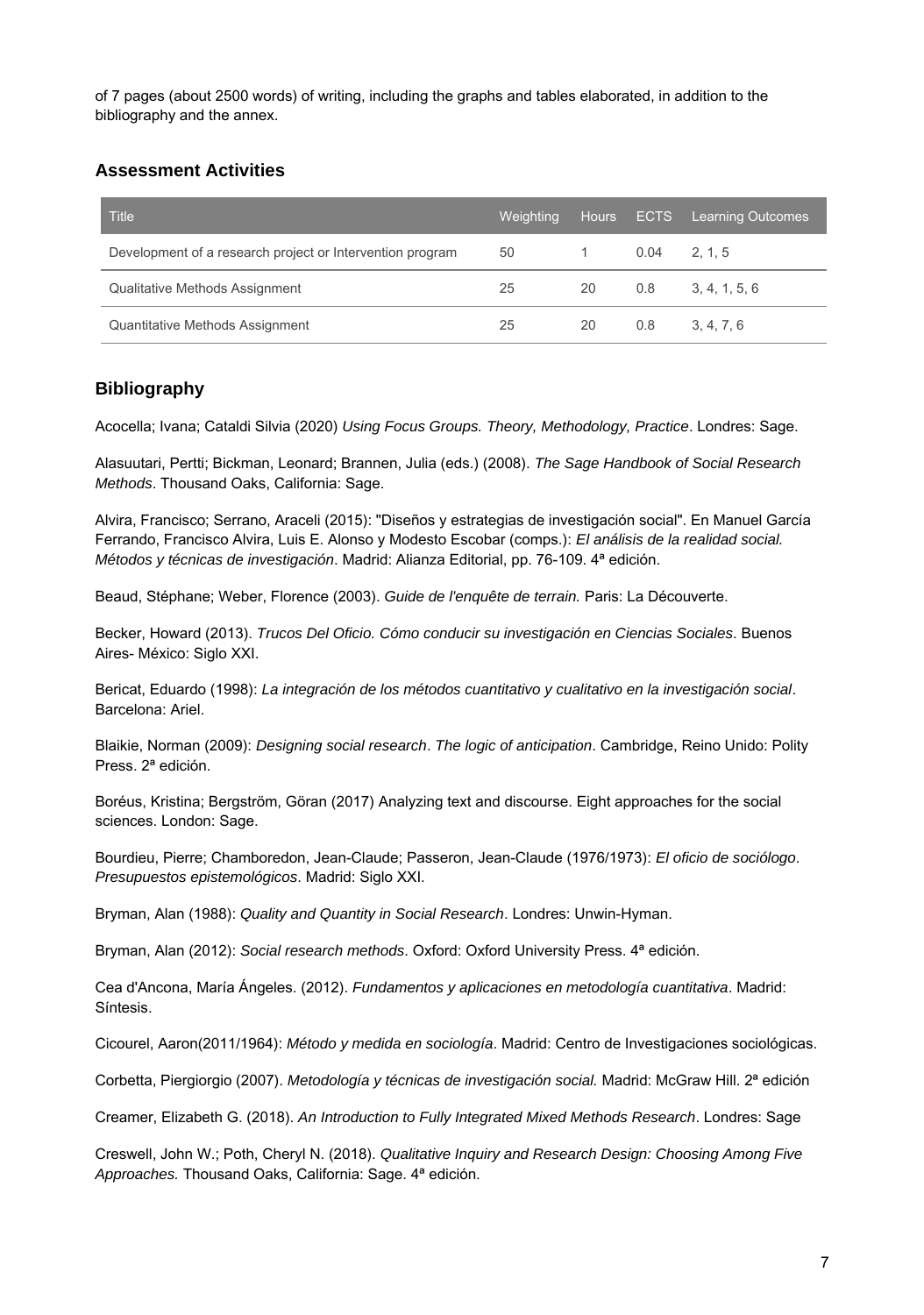of 7 pages (about 2500 words) of writing, including the graphs and tables elaborated, in addition to the bibliography and the annex.

## Assessment Activities

| Title | Weighting | Hours | ECTS | Learning Outcomes |
| --- | --- | --- | --- | --- |
| Development of a research project or Intervention program | 50 | 1 | 0.04 | 2, 1, 5 |
| Qualitative Methods Assignment | 25 | 20 | 0.8 | 3, 4, 1, 5, 6 |
| Quantitative Methods Assignment | 25 | 20 | 0.8 | 3, 4, 7, 6 |

## Bibliography

Acocella; Ivana; Cataldi Silvia (2020) *Using Focus Groups. Theory, Methodology, Practice*. Londres: Sage.

Alasuutari, Pertti; Bickman, Leonard; Brannen, Julia (eds.) (2008). *The Sage Handbook of Social Research Methods*. Thousand Oaks, California: Sage.

Alvira, Francisco; Serrano, Araceli (2015): "Diseños y estrategias de investigación social". En Manuel García Ferrando, Francisco Alvira, Luis E. Alonso y Modesto Escobar (comps.): *El análisis de la realidad social. Métodos y técnicas de investigación*. Madrid: Alianza Editorial, pp. 76-109. 4ª edición.

Beaud, Stéphane; Weber, Florence (2003). *Guide de l'enquête de terrain.* Paris: La Découverte.

Becker, Howard (2013). *Trucos Del Oficio. Cómo conducir su investigación en Ciencias Sociales*. Buenos Aires- México: Siglo XXI.

Bericat, Eduardo (1998): *La integración de los métodos cuantitativo y cualitativo en la investigación social*. Barcelona: Ariel.

Blaikie, Norman (2009): *Designing social research*. *The logic of anticipation*. Cambridge, Reino Unido: Polity Press. 2ª edición.

Boréus, Kristina; Bergström, Göran (2017) Analyzing text and discourse. Eight approaches for the social sciences. London: Sage.

Bourdieu, Pierre; Chamboredon, Jean-Claude; Passeron, Jean-Claude (1976/1973): *El oficio de sociólogo*. *Presupuestos epistemológicos*. Madrid: Siglo XXI.

Bryman, Alan (1988): *Quality and Quantity in Social Research*. Londres: Unwin-Hyman.

Bryman, Alan (2012): *Social research methods*. Oxford: Oxford University Press. 4ª edición.

Cea d'Ancona, María Ángeles. (2012). *Fundamentos y aplicaciones en metodología cuantitativa*. Madrid: Síntesis.

Cicourel, Aaron(2011/1964): *Método y medida en sociología*. Madrid: Centro de Investigaciones sociológicas.

Corbetta, Piergiorgio (2007). *Metodología y técnicas de investigación social.* Madrid: McGraw Hill. 2ª edición

Creamer, Elizabeth G. (2018). *An Introduction to Fully Integrated Mixed Methods Research*. Londres: Sage

Creswell, John W.; Poth, Cheryl N. (2018). *Qualitative Inquiry and Research Design: Choosing Among Five Approaches.* Thousand Oaks, California: Sage. 4ª edición.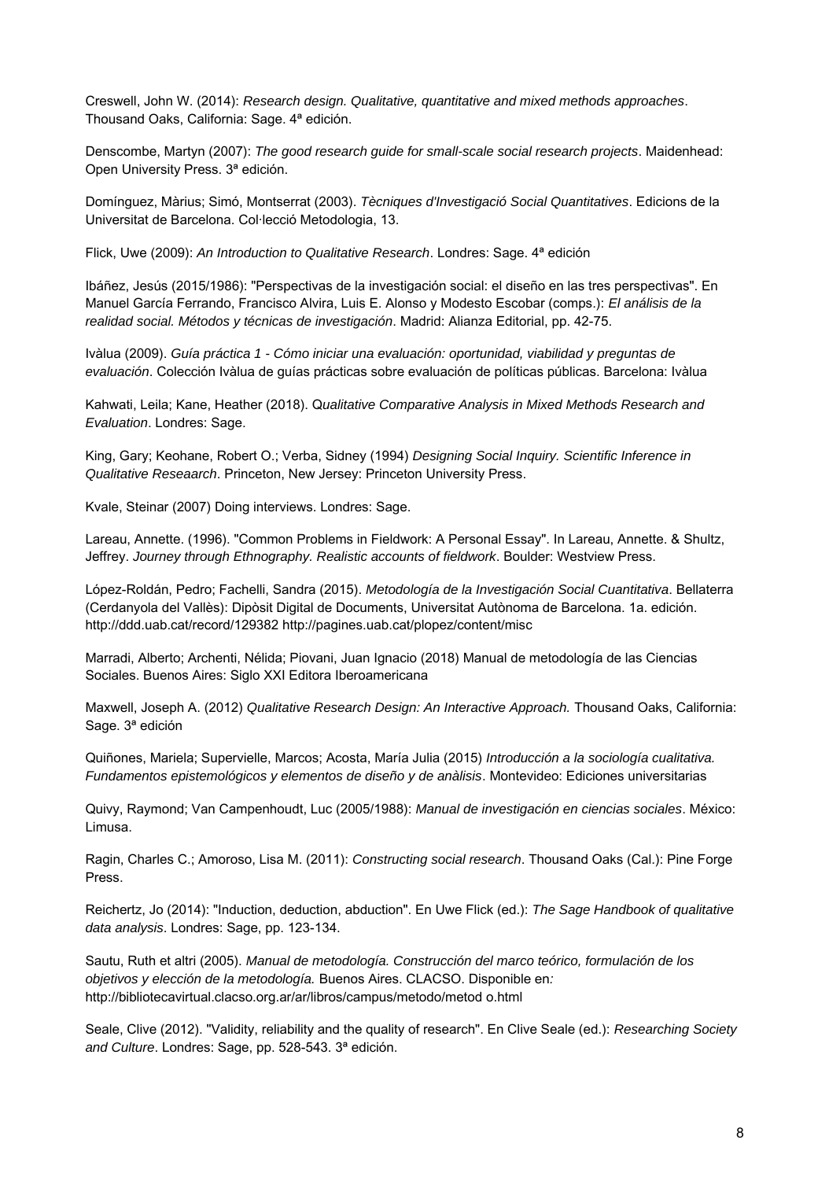Creswell, John W. (2014): *Research design. Qualitative, quantitative and mixed methods approaches*. Thousand Oaks, California: Sage. 4ª edición.

Denscombe, Martyn (2007): *The good research guide for small-scale social research projects*. Maidenhead: Open University Press. 3ª edición.

Domínguez, Màrius; Simó, Montserrat (2003). *Tècniques d'Investigació Social Quantitatives*. Edicions de la Universitat de Barcelona. Col·lecció Metodologia, 13.

Flick, Uwe (2009): *An Introduction to Qualitative Research*. Londres: Sage. 4ª edición

Ibáñez, Jesús (2015/1986): "Perspectivas de la investigación social: el diseño en las tres perspectivas". En Manuel García Ferrando, Francisco Alvira, Luis E. Alonso y Modesto Escobar (comps.): *El análisis de la realidad social. Métodos y técnicas de investigación*. Madrid: Alianza Editorial, pp. 42-75.

Ivàlua (2009). *Guía práctica 1 - Cómo iniciar una evaluación: oportunidad, viabilidad y preguntas de evaluación*. Colección Ivàlua de guías prácticas sobre evaluación de políticas públicas. Barcelona: Ivàlua

Kahwati, Leila; Kane, Heather (2018). *Qualitative Comparative Analysis in Mixed Methods Research and Evaluation*. Londres: Sage.

King, Gary; Keohane, Robert O.; Verba, Sidney (1994) *Designing Social Inquiry. Scientific Inference in Qualitative Reseaarch*. Princeton, New Jersey: Princeton University Press.

Kvale, Steinar (2007) Doing interviews. Londres: Sage.

Lareau, Annette. (1996). "Common Problems in Fieldwork: A Personal Essay". In Lareau, Annette. & Shultz, Jeffrey. *Journey through Ethnography. Realistic accounts of fieldwork*. Boulder: Westview Press.

López-Roldán, Pedro; Fachelli, Sandra (2015). *Metodología de la Investigación Social Cuantitativa*. Bellaterra (Cerdanyola del Vallès): Dipòsit Digital de Documents, Universitat Autònoma de Barcelona. 1a. edición. http://ddd.uab.cat/record/129382 http://pagines.uab.cat/plopez/content/misc

Marradi, Alberto; Archenti, Nélida; Piovani, Juan Ignacio (2018) Manual de metodología de las Ciencias Sociales. Buenos Aires: Siglo XXI Editora Iberoamericana

Maxwell, Joseph A. (2012) *Qualitative Research Design: An Interactive Approach.* Thousand Oaks, California: Sage. 3ª edición

Quiñones, Mariela; Supervielle, Marcos; Acosta, María Julia (2015) *Introducción a la sociología cualitativa. Fundamentos epistemológicos y elementos de diseño y de anàlisis*. Montevideo: Ediciones universitarias

Quivy, Raymond; Van Campenhoudt, Luc (2005/1988): *Manual de investigación en ciencias sociales*. México: Limusa.

Ragin, Charles C.; Amoroso, Lisa M. (2011): *Constructing social research*. Thousand Oaks (Cal.): Pine Forge Press.

Reichertz, Jo (2014): "Induction, deduction, abduction". En Uwe Flick (ed.): *The Sage Handbook of qualitative data analysis*. Londres: Sage, pp. 123-134.

Sautu, Ruth et altri (2005). *Manual de metodología. Construcción del marco teórico, formulación de los objetivos y elección de la metodología.* Buenos Aires. CLACSO. Disponible en*:* http://bibliotecavirtual.clacso.org.ar/ar/libros/campus/metodo/metod o.html

Seale, Clive (2012). "Validity, reliability and the quality of research". En Clive Seale (ed.): *Researching Society and Culture*. Londres: Sage, pp. 528-543. 3ª edición.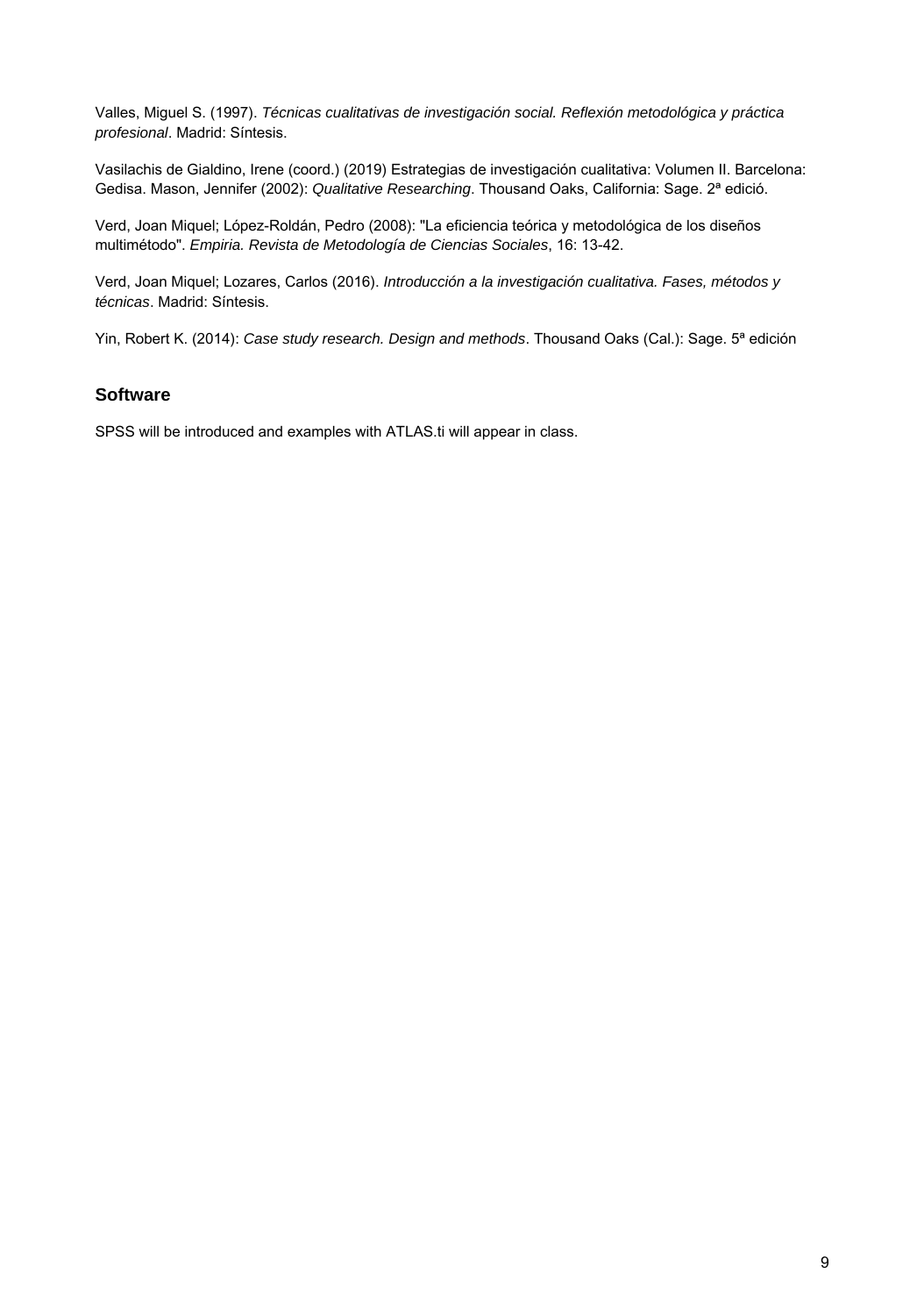Valles, Miguel S. (1997). *Técnicas cualitativas de investigación social. Reflexión metodológica y práctica profesional*. Madrid: Síntesis.

Vasilachis de Gialdino, Irene (coord.) (2019) Estrategias de investigación cualitativa: Volumen II. Barcelona: Gedisa. Mason, Jennifer (2002): *Qualitative Researching*. Thousand Oaks, California: Sage. 2ª edició.

Verd, Joan Miquel; López-Roldán, Pedro (2008): "La eficiencia teórica y metodológica de los diseños multimétodo". *Empiria. Revista de Metodología de Ciencias Sociales*, 16: 13-42.

Verd, Joan Miquel; Lozares, Carlos (2016). *Introducción a la investigación cualitativa. Fases, métodos y técnicas*. Madrid: Síntesis.

Yin, Robert K. (2014): *Case study research. Design and methods*. Thousand Oaks (Cal.): Sage. 5ª edición

## Software

SPSS will be introduced and examples with ATLAS.ti will appear in class.